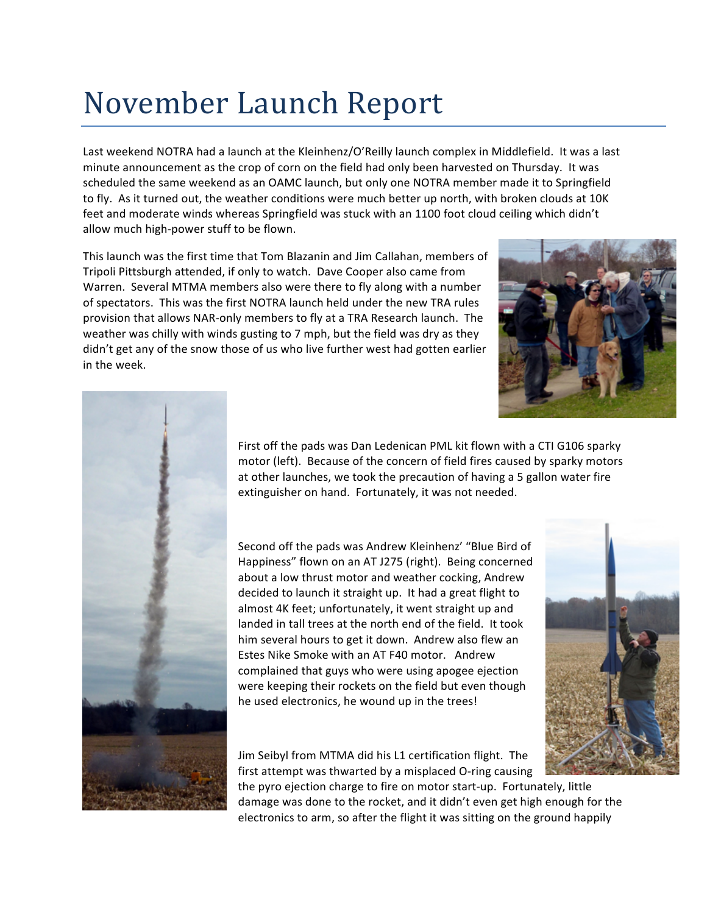# November Launch Report

Last weekend NOTRA had a launch at the Kleinhenz/O'Reilly launch complex in Middlefield. It was a last minute announcement as the crop of corn on the field had only been harvested on Thursday. It was scheduled the same weekend as an OAMC launch, but only one NOTRA member made it to Springfield to fly. As it turned out, the weather conditions were much better up north, with broken clouds at 10K feet and moderate winds whereas Springfield was stuck with an 1100 foot cloud ceiling which didn't allow much high-power stuff to be flown.

This launch was the first time that Tom Blazanin and Jim Callahan, members of Tripoli Pittsburgh attended, if only to watch. Dave Cooper also came from Warren. Several MTMA members also were there to fly along with a number of spectators. This was the first NOTRA launch held under the new TRA rules provision that allows NAR-only members to fly at a TRA Research launch. The weather was chilly with winds gusting to 7 mph, but the field was dry as they didn't get any of the snow those of us who live further west had gotten earlier in the week.

First off the pads was Dan Ledenican PML kit flown with a CTI G106 sparky motor (left). Because of the concern of field fires caused by sparky motors at other launches, we took the precaution of having a 5 gallon water fire extinguisher on hand. Fortunately, it was not needed.

Second off the pads was Andrew Kleinhenz' "Blue Bird of Happiness" flown on an AT J275 (right). Being concerned about a low thrust motor and weather cocking, Andrew decided to launch it straight up. It had a great flight to almost 4K feet; unfortunately, it went straight up and landed in tall trees at the north end of the field. It took him several hours to get it down. Andrew also flew an Estes Nike Smoke with an AT F40 motor. Andrew complained that guys who were using apogee ejection were keeping their rockets on the field but even though he used electronics, he wound up in the trees!

Jim Seibyl from MTMA did his L1 certification flight. The first attempt was thwarted by a misplaced O-ring causing the pyro ejection charge to fire on motor start-up. Fortunately, little damage was done to the rocket, and it didn't even get high enough for the electronics to arm, so after the flight it was sitting on the ground happily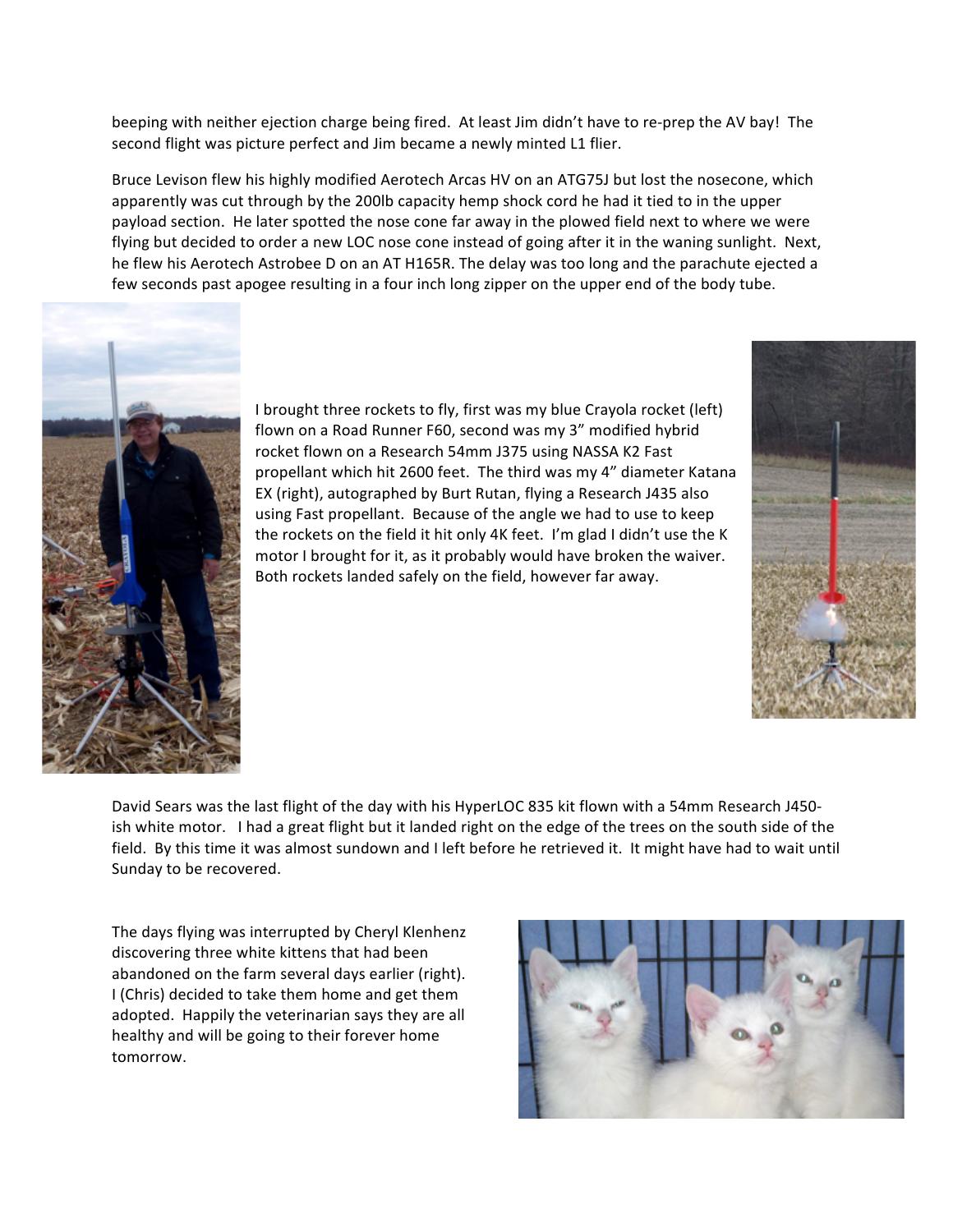beeping with neither ejection charge being fired. At least Jim didn't have to re-prep the AV bay! The second flight was picture perfect and Jim became a newly minted L1 flier.

Bruce Levison flew his highly modified Aerotech Arcas HV on an ATG75J but lost the nosecone, which apparently was cut through by the 200lb capacity hemp shock cord he had it tied to in the upper payload section. He later spotted the nose cone far away in the plowed field next to where we were flying but decided to order a new LOC nose cone instead of going after it in the waning sunlight. Next, he flew his Aerotech Astrobee D on an AT H165R. The delay was too long and the parachute ejected a few seconds past apogee resulting in a four inch long zipper on the upper end of the body tube.

I brought three rockets to fly, first was my blue Crayola rocket (left) flown on a Road Runner F60, second was my 3" modified hybrid rocket flown on a Research 54mm J375 using NASSA K2 Fast propellant which hit 2600 feet. The third was my 4" diameter Katana EX (right), autographed by Burt Rutan, flying a Research J435 also using Fast propellant. Because of the angle we had to use to keep the rockets on the field it hit only 4K feet. I'm glad I didn't use the K motor I brought for it, as it probably would have broken the waiver. Both rockets landed safely on the field, however far away.

David Sears was the last flight of the day with his HyperLOC 835 kit flown with a 54mm Research J450-ish white motor. I had a great flight but it landed right on the edge of the trees on the south side of the field. By this time it was almost sundown and I left before he retrieved it. It might have had to wait until Sunday to be recovered.

The days flying was interrupted by Cheryl Klenhenz discovering three white kittens that had been abandoned on the farm several days earlier (right). I (Chris) decided to take them home and get them adopted. Happily the veterinarian says they are all healthy and will be going to their forever home tomorrow.